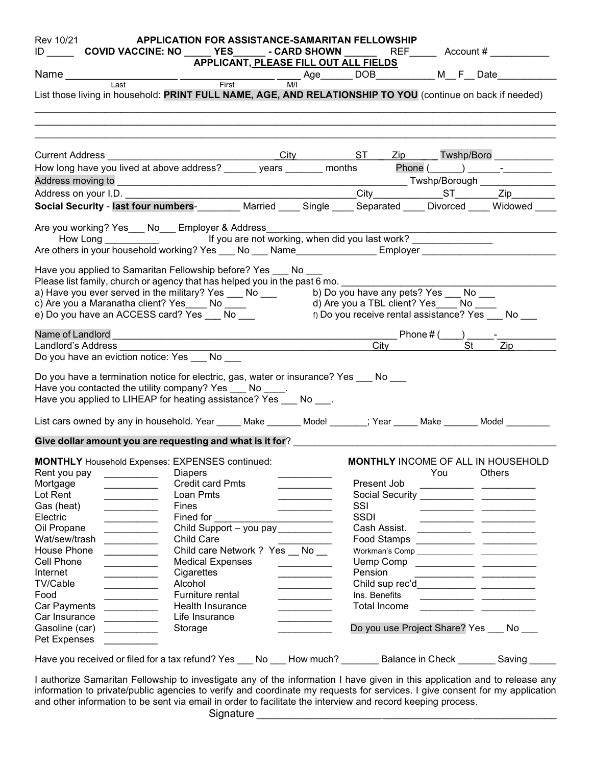Rev 10/21

# APPLICATION FOR ASSISTANCE-SAMARITAN FELLOWSHIP

ID _____ **COVID VACCINE: NO _____ YES______ - CARD SHOWN ______** REF_____ Account # ___________

**APPLICANT, PLEASE FILL OUT ALL FIELDS**

Name ____________________ _________________ _____ Age______ DOB___________ M__ F__ Date___________
(Last) (First) (M/I)

List those living in household: **PRINT FULL NAME, AGE, AND RELATIONSHIP TO YOU** (continue on back if needed)

______________________________________________________________________________________________

______________________________________________________________________________________________

______________________________________________________________________________________________

Current Address _______________________________ City ___________ ST ___ Zip _____ Twshp/Boro ___________

How long have you lived at above address? ______ years _______ months Phone (______) ______-_________

Address moving to _______________________________________________________ Twshp/Borough ______________

Address on your I.D. ____________________________________________ City____________ ST_______ Zip________

**Social Security - last four numbers**-________ Married ____ Single ____ Separated ____ Divorced ____ Widowed ____

Are you working? Yes___ No___ Employer & Address_____________________________________________________

How Long __________ If you are not working, when did you last work? _______________

Are others in your household working? Yes ___ No ___ Name_______________ Employer _________________________

Have you applied to Samaritan Fellowship before? Yes ___ No ___

Please list family, church or agency that has helped you in the past 6 mo. ________________________________________

a) Have you ever served in the military? Yes ___ No ___
b) Do you have any pets? Yes ___ No ___
c) Are you a Maranatha client? Yes____ No ____
d) Are you a TBL client? Yes____ No ____
e) Do you have an ACCESS card? Yes ___ No ___
f) Do you receive rental assistance? Yes ___ No ___

Name of Landlord _____________________________________________________ Phone # (____) _____-___________

Landlord's Address ___________________________________________ City ______________ St ____ Zip ________

Do you have an eviction notice: Yes ___ No ___

Do you have a termination notice for electric, gas, water or insurance? Yes ___ No ___

Have you contacted the utility company? Yes ___ No ____.

Have you applied to LIHEAP for heating assistance? Yes ___ No ___.

List cars owned by any in household. Year _____ Make _______ Model _______; Year _____ Make _______ Model ________

**Give dollar amount you are requesting and what is it for**? ________________________________________________

| **MONTHLY** Household Expenses: | | EXPENSES continued: | |
|---|---|---|---|
| Rent you pay | __________ | Diapers | __________ |
| Mortgage | __________ | Credit card Pmts | __________ |
| Lot Rent | __________ | Loan Pmts | __________ |
| Gas (heat) | __________ | Fines | __________ |
| Electric | __________ | Fined for ______________________ | |
| Oil Propane | __________ | Child Support – you pay | __________ |
| Wat/sew/trash | __________ | Child Care | __________ |
| House Phone | __________ | Child care Network ? Yes __ No __ | |
| Cell Phone | __________ | Medical Expenses | __________ |
| Internet | __________ | Cigarettes | __________ |
| TV/Cable | __________ | Alcohol | __________ |
| Food | __________ | Furniture rental | __________ |
| Car Payments | __________ | Health Insurance | __________ |
| Car Insurance | __________ | Life Insurance | __________ |
| Gasoline (car) | __________ | Storage | __________ |
| Pet Expenses | __________ | | |

| **MONTHLY** INCOME OF ALL IN HOUSEHOLD | You | Others |
|---|---|---|
| Present Job | __________ | __________ |
| Social Security | __________ | __________ |
| SSI | __________ | __________ |
| SSDI | __________ | __________ |
| Cash Assist. | __________ | __________ |
| Food Stamps | __________ | __________ |
| Workman's Comp | __________ | __________ |
| Uemp Comp | __________ | __________ |
| Pension | __________ | __________ |
| Child sup rec'd | __________ | __________ |
| Ins. Benefits | __________ | __________ |
| Total Income | __________ | __________ |

Do you use Project Share? Yes ___ No ___

Have you received or filed for a tax refund? Yes ___ No ___ How much? _______ Balance in Check _______ Saving _____

I authorize Samaritan Fellowship to investigate any of the information I have given in this application and to release any information to private/public agencies to verify and coordinate my requests for services. I give consent for my application and other information to be sent via email in order to facilitate the interview and record keeping process.

Signature ____________________________________________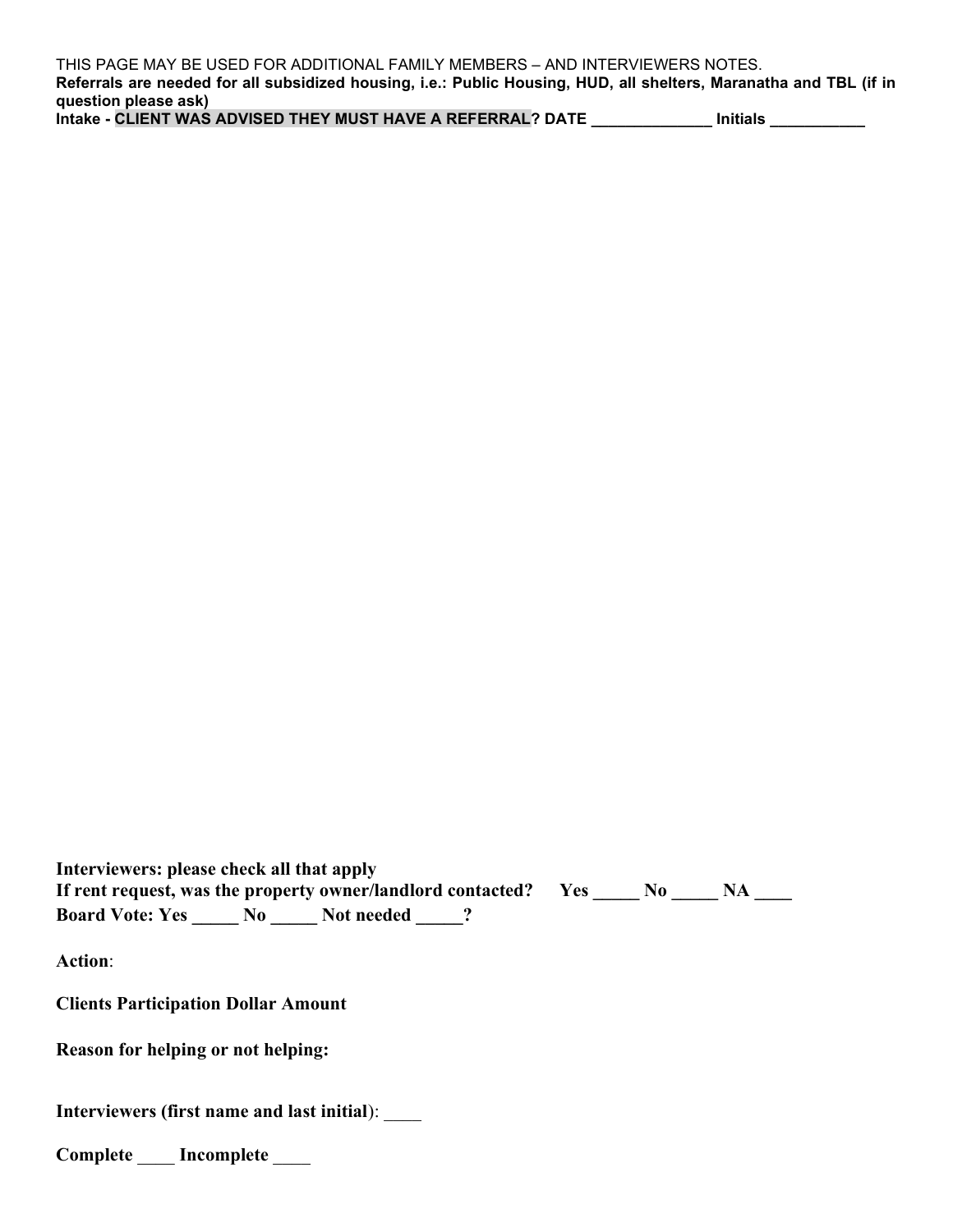THIS PAGE MAY BE USED FOR ADDITIONAL FAMILY MEMBERS – AND INTERVIEWERS NOTES.

**Referrals are needed for all subsidized housing, i.e.: Public Housing, HUD, all shelters, Maranatha and TBL (if in question please ask)**

**Intake - CLIENT WAS ADVISED THEY MUST HAVE A REFERRAL? DATE ______________ Initials ___________**

**Interviewers: please check all that apply**

**If rent request, was the property owner/landlord contacted? Yes _____ No _____ NA ____**

**Board Vote: Yes _____ No _____ Not needed _____?**

**Action**:

**Clients Participation Dollar Amount**

**Reason for helping or not helping:**

**Interviewers (first name and last initial**): ____

**Complete ____ Incomplete ____**